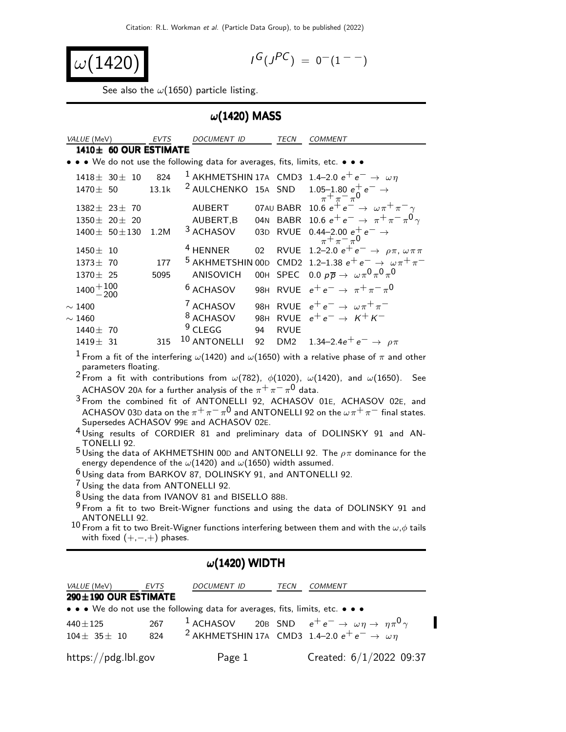Citation: R.L. Workman et al. (Particle Data Group), to be published (2022)

# $\omega(1420)$

$I^G(J^{PC}) = 0^-(1^{--})$

See also the $\omega(1650)$ particle listing.

## $\omega(1420)$ MASS

| VALUE (MeV) | EVTS | DOCUMENT ID | | TECN | COMMENT |
|---|---|---|---|---|---|
| **1410± 60 OUR ESTIMATE** | | | | | |
| • • • We do not use the following data for averages, fits, limits, etc. • • • | | | | | |
| $1418\pm 30\pm 10$ | 824 | [1] AKHMETSHIN | 17A | CMD3 | 1.4–2.0 $e^+e^- \rightarrow \omega\eta$ |
| $1470\pm 50$ | 13.1k | [2] AULCHENKO | 15A | SND | 1.05–1.80 $e^+e^- \rightarrow \pi^+\pi^-\pi^0$ |
| $1382\pm 23\pm 70$ | | AUBERT | 07AU | BABR | 10.6 $e^+e^- \rightarrow \omega\pi^+\pi^-\gamma$ |
| $1350\pm 20\pm 20$ | | AUBERT,B | 04N | BABR | 10.6 $e^+e^- \rightarrow \pi^+\pi^-\pi^0\gamma$ |
| $1400\pm 50\pm 130$ | 1.2M | [3] ACHASOV | 03D | RVUE | 0.44–2.00 $e^+e^- \rightarrow \pi^+\pi^-\pi^0$ |
| $1450\pm 10$ | | [4] HENNER | 02 | RVUE | 1.2–2.0 $e^+e^- \rightarrow \rho\pi, \omega\pi\pi$ |
| $1373\pm 70$ | 177 | [5] AKHMETSHIN | 00D | CMD2 | 1.2–1.38 $e^+e^- \rightarrow \omega\pi^+\pi^-$ |
| $1370\pm 25$ | 5095 | ANISOVICH | 00H | SPEC | 0.0 $p\overline{p} \rightarrow \omega\pi^0\pi^0\pi^0$ |
| $1400^{+100}_{-200}$ | | [6] ACHASOV | 98H | RVUE | $e^+e^- \rightarrow \pi^+\pi^-\pi^0$ |
| $\sim 1400$ | | [7] ACHASOV | 98H | RVUE | $e^+e^- \rightarrow \omega\pi^+\pi^-$ |
| $\sim 1460$ | | [8] ACHASOV | 98H | RVUE | $e^+e^- \rightarrow K^+K^-$ |
| $1440\pm 70$ | | [9] CLEGG | 94 | RVUE | |
| $1419\pm 31$ | 315 | [10] ANTONELLI | 92 | DM2 | 1.34–2.4$e^+e^- \rightarrow \rho\pi$ |

[1] From a fit of the interfering $\omega(1420)$ and $\omega(1650)$ with a relative phase of $\pi$ and other parameters floating.

[2] From a fit with contributions from $\omega(782)$, $\phi(1020)$, $\omega(1420)$, and $\omega(1650)$. See ACHASOV 20A for a further analysis of the $\pi^+\pi^-\pi^0$ data.

[3] From the combined fit of ANTONELLI 92, ACHASOV 01E, ACHASOV 02E, and ACHASOV 03D data on the $\pi^+\pi^-\pi^0$ and ANTONELLI 92 on the $\omega\pi^+\pi^-$ final states. Supersedes ACHASOV 99E and ACHASOV 02E.

[4] Using results of CORDIER 81 and preliminary data of DOLINSKY 91 and ANTONELLI 92.

[5] Using the data of AKHMETSHIN 00D and ANTONELLI 92. The $\rho\pi$ dominance for the energy dependence of the $\omega(1420)$ and $\omega(1650)$ width assumed.

[6] Using data from BARKOV 87, DOLINSKY 91, and ANTONELLI 92.

[7] Using the data from ANTONELLI 92.

[8] Using the data from IVANOV 81 and BISELLO 88B.

[9] From a fit to two Breit-Wigner functions and using the data of DOLINSKY 91 and ANTONELLI 92.

[10] From a fit to two Breit-Wigner functions interfering between them and with the $\omega,\phi$ tails with fixed $(+,-,+)$ phases.

## $\omega(1420)$ WIDTH

| VALUE (MeV) | EVTS | DOCUMENT ID | | TECN | COMMENT |
|---|---|---|---|---|---|
| **290±190 OUR ESTIMATE** | | | | | |
| • • • We do not use the following data for averages, fits, limits, etc. • • • | | | | | |
| $440\pm 125$ | 267 | [1] ACHASOV | 20B | SND | $e^+e^- \rightarrow \omega\eta \rightarrow \eta\pi^0\gamma$ |
| $104\pm 35\pm 10$ | 824 | [2] AKHMETSHIN | 17A | CMD3 | 1.4–2.0 $e^+e^- \rightarrow \omega\eta$ |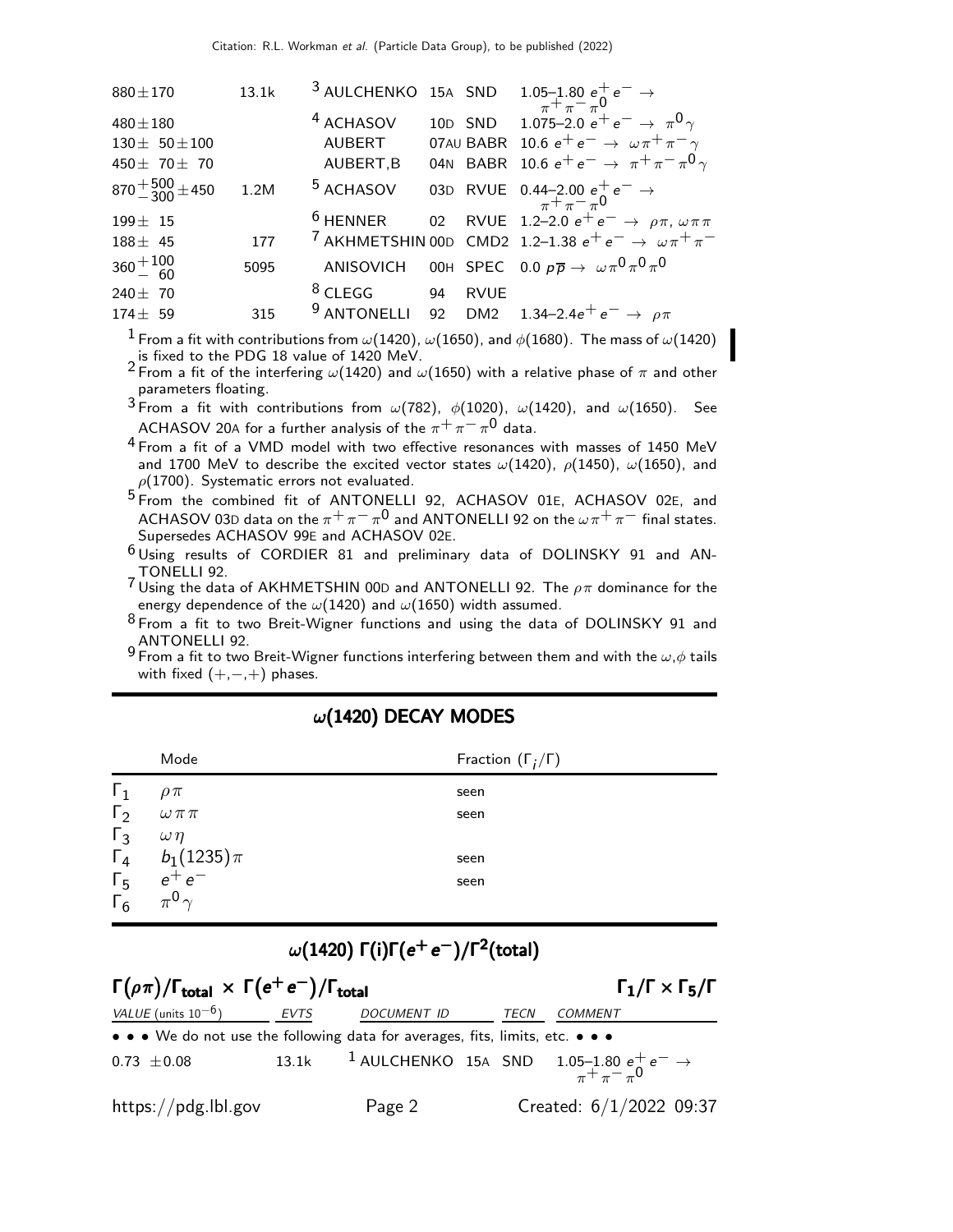| VALUE | EVTS | DOCUMENT ID | | TECN | COMMENT |
|---|---|---|---|---|---|
| $880 \pm 170$ | 13.1k | [3] AULCHENKO | 15A | SND | 1.05–1.80 $e^+e^- \rightarrow \pi^+\pi^-\pi^0$ |
| $480 \pm 180$ | | [4] ACHASOV | 10D | SND | 1.075–2.0 $e^+e^- \rightarrow \pi^0\gamma$ |
| $130 \pm 50 \pm 100$ | | AUBERT | 07AU | BABR | 10.6 $e^+e^- \rightarrow \omega\pi^+\pi^-\gamma$ |
| $450 \pm 70 \pm 70$ | | AUBERT,B | 04N | BABR | 10.6 $e^+e^- \rightarrow \pi^+\pi^-\pi^0\gamma$ |
| $870^{+500}_{-300} \pm 450$ | 1.2M | [5] ACHASOV | 03D | RVUE | 0.44–2.00 $e^+e^- \rightarrow \pi^+\pi^-\pi^0$ |
| $199 \pm 15$ | | [6] HENNER | 02 | RVUE | 1.2–2.0 $e^+e^- \rightarrow \rho\pi, \omega\pi\pi$ |
| $188 \pm 45$ | 177 | [7] AKHMETSHIN | 00D | CMD2 | 1.2–1.38 $e^+e^- \rightarrow \omega\pi^+\pi^-$ |
| $360^{+100}_{-60}$ | 5095 | ANISOVICH | 00H | SPEC | 0.0 $p\overline{p} \rightarrow \omega\pi^0\pi^0\pi^0$ |
| $240 \pm 70$ | | [8] CLEGG | 94 | RVUE | |
| $174 \pm 59$ | 315 | [9] ANTONELLI | 92 | DM2 | 1.34–2.4 $e^+e^- \rightarrow \rho\pi$ |

[1] From a fit with contributions from $\omega(1420)$, $\omega(1650)$, and $\phi(1680)$. The mass of $\omega(1420)$ is fixed to the PDG 18 value of 1420 MeV.

[2] From a fit of the interfering $\omega(1420)$ and $\omega(1650)$ with a relative phase of $\pi$ and other parameters floating.

[3] From a fit with contributions from $\omega(782)$, $\phi(1020)$, $\omega(1420)$, and $\omega(1650)$. See ACHASOV 20A for a further analysis of the $\pi^+\pi^-\pi^0$ data.

[4] From a fit of a VMD model with two effective resonances with masses of 1450 MeV and 1700 MeV to describe the excited vector states $\omega(1420)$, $\rho(1450)$, $\omega(1650)$, and $\rho(1700)$. Systematic errors not evaluated.

[5] From the combined fit of ANTONELLI 92, ACHASOV 01E, ACHASOV 02E, and ACHASOV 03D data on the $\pi^+\pi^-\pi^0$ and ANTONELLI 92 on the $\omega\pi^+\pi^-$ final states. Supersedes ACHASOV 99E and ACHASOV 02E.

[6] Using results of CORDIER 81 and preliminary data of DOLINSKY 91 and ANTONELLI 92.

[7] Using the data of AKHMETSHIN 00D and ANTONELLI 92. The $\rho\pi$ dominance for the energy dependence of the $\omega(1420)$ and $\omega(1650)$ width assumed.

[8] From a fit to two Breit-Wigner functions and using the data of DOLINSKY 91 and ANTONELLI 92.

[9] From a fit to two Breit-Wigner functions interfering between them and with the $\omega,\phi$ tails with fixed $(+,-,+)$ phases.

## $\omega(1420)$ DECAY MODES

| | Mode | Fraction $(\Gamma_i/\Gamma)$ |
|---|---|---|
| $\Gamma_1$ | $\rho\pi$ | seen |
| $\Gamma_2$ | $\omega\pi\pi$ | seen |
| $\Gamma_3$ | $\omega\eta$ | |
| $\Gamma_4$ | $b_1(1235)\pi$ | seen |
| $\Gamma_5$ | $e^+e^-$ | seen |
| $\Gamma_6$ | $\pi^0\gamma$ | |

## $\omega(1420)$ $\Gamma(i)\Gamma(e^+e^-)/\Gamma^2(\text{total})$

### $\Gamma(\rho\pi)/\Gamma_{\text{total}} \times \Gamma(e^+e^-)/\Gamma_{\text{total}}$ — $\Gamma_1/\Gamma \times \Gamma_5/\Gamma$

| VALUE (units $10^{-6}$) | EVTS | DOCUMENT ID | | TECN | COMMENT |
|---|---|---|---|---|---|
| • • • We do not use the following data for averages, fits, limits, etc. • • • | | | | | |
| $0.73 \pm 0.08$ | 13.1k | [1] AULCHENKO | 15A | SND | 1.05–1.80 $e^+e^- \rightarrow \pi^+\pi^-\pi^0$ |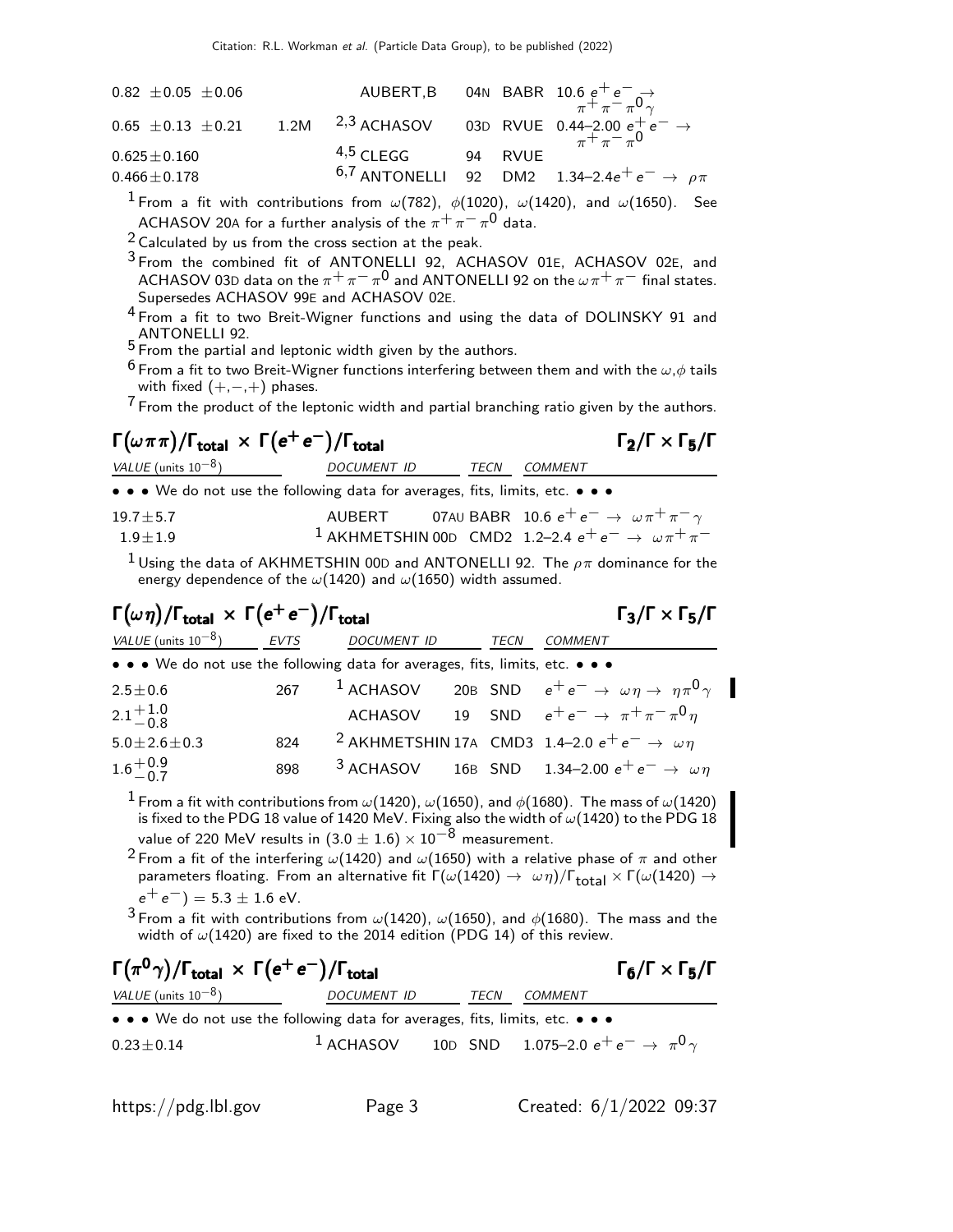| VALUE | EVTS | DOCUMENT ID | | TECN | COMMENT |
|---|---|---|---|---|---|
| $0.82 \pm 0.05 \pm 0.06$ | | AUBERT,B | 04N | BABR | $10.6\ e^+e^- \to \pi^+\pi^-\pi^0\gamma$ |
| $0.65 \pm 0.13 \pm 0.21$ | 1.2M | [2,3] ACHASOV | 03D | RVUE | $0.44$–$2.00\ e^+e^- \to \pi^+\pi^-\pi^0$ |
| $0.625 \pm 0.160$ | | [4,5] CLEGG | 94 | RVUE | |
| $0.466 \pm 0.178$ | | [6,7] ANTONELLI | 92 | DM2 | $1.34$–$2.4 e^+e^- \to \rho\pi$ |

[1] From a fit with contributions from $\omega(782)$, $\phi(1020)$, $\omega(1420)$, and $\omega(1650)$. See ACHASOV 20A for a further analysis of the $\pi^+\pi^-\pi^0$ data.

[2] Calculated by us from the cross section at the peak.

[3] From the combined fit of ANTONELLI 92, ACHASOV 01E, ACHASOV 02E, and ACHASOV 03D data on the $\pi^+\pi^-\pi^0$ and ANTONELLI 92 on the $\omega\pi^+\pi^-$ final states. Supersedes ACHASOV 99E and ACHASOV 02E.

[4] From a fit to two Breit-Wigner functions and using the data of DOLINSKY 91 and ANTONELLI 92.

[5] From the partial and leptonic width given by the authors.

[6] From a fit to two Breit-Wigner functions interfering between them and with the $\omega,\phi$ tails with fixed $(+,-,+)$ phases.

[7] From the product of the leptonic width and partial branching ratio given by the authors.

## $\Gamma(\omega\pi\pi)/\Gamma_{\text{total}} \times \Gamma(e^+e^-)/\Gamma_{\text{total}}$ $\qquad \Gamma_2/\Gamma \times \Gamma_5/\Gamma$

| VALUE (units $10^{-8}$) | DOCUMENT ID | | TECN | COMMENT |
|---|---|---|---|---|
| • • • We do not use the following data for averages, fits, limits, etc. • • • | | | | |
| $19.7 \pm 5.7$ | AUBERT | 07AU | BABR | $10.6\ e^+e^- \to \omega\pi^+\pi^-\gamma$ |
| $1.9 \pm 1.9$ | [1] AKHMETSHIN | 00D | CMD2 | $1.2$–$2.4\ e^+e^- \to \omega\pi^+\pi^-$ |

[1] Using the data of AKHMETSHIN 00D and ANTONELLI 92. The $\rho\pi$ dominance for the energy dependence of the $\omega(1420)$ and $\omega(1650)$ width assumed.

## $\Gamma(\omega\eta)/\Gamma_{\text{total}} \times \Gamma(e^+e^-)/\Gamma_{\text{total}}$ $\qquad \Gamma_3/\Gamma \times \Gamma_5/\Gamma$

| VALUE (units $10^{-8}$) | EVTS | DOCUMENT ID | | TECN | COMMENT |
|---|---|---|---|---|---|
| • • • We do not use the following data for averages, fits, limits, etc. • • • | | | | | |
| $2.5 \pm 0.6$ | 267 | [1] ACHASOV | 20B | SND | $e^+e^- \to \omega\eta \to \eta\pi^0\gamma$ |
| $2.1^{+1.0}_{-0.8}$ | | ACHASOV | 19 | SND | $e^+e^- \to \pi^+\pi^-\pi^0\eta$ |
| $5.0 \pm 2.6 \pm 0.3$ | 824 | [2] AKHMETSHIN | 17A | CMD3 | $1.4$–$2.0\ e^+e^- \to \omega\eta$ |
| $1.6^{+0.9}_{-0.7}$ | 898 | [3] ACHASOV | 16B | SND | $1.34$–$2.00\ e^+e^- \to \omega\eta$ |

[1] From a fit with contributions from $\omega(1420)$, $\omega(1650)$, and $\phi(1680)$. The mass of $\omega(1420)$ is fixed to the PDG 18 value of 1420 MeV. Fixing also the width of $\omega(1420)$ to the PDG 18 value of 220 MeV results in $(3.0 \pm 1.6) \times 10^{-8}$ measurement.

[2] From a fit of the interfering $\omega(1420)$ and $\omega(1650)$ with a relative phase of $\pi$ and other parameters floating. From an alternative fit $\Gamma(\omega(1420) \to \omega\eta)/\Gamma_{\text{total}} \times \Gamma(\omega(1420) \to e^+e^-) = 5.3 \pm 1.6$ eV.

[3] From a fit with contributions from $\omega(1420)$, $\omega(1650)$, and $\phi(1680)$. The mass and the width of $\omega(1420)$ are fixed to the 2014 edition (PDG 14) of this review.

## $\Gamma(\pi^0\gamma)/\Gamma_{\text{total}} \times \Gamma(e^+e^-)/\Gamma_{\text{total}}$ $\qquad \Gamma_6/\Gamma \times \Gamma_5/\Gamma$

| VALUE (units $10^{-8}$) | DOCUMENT ID | | TECN | COMMENT |
|---|---|---|---|---|
| • • • We do not use the following data for averages, fits, limits, etc. • • • | | | | |
| $0.23 \pm 0.14$ | [1] ACHASOV | 10D | SND | $1.075$–$2.0\ e^+e^- \to \pi^0\gamma$ |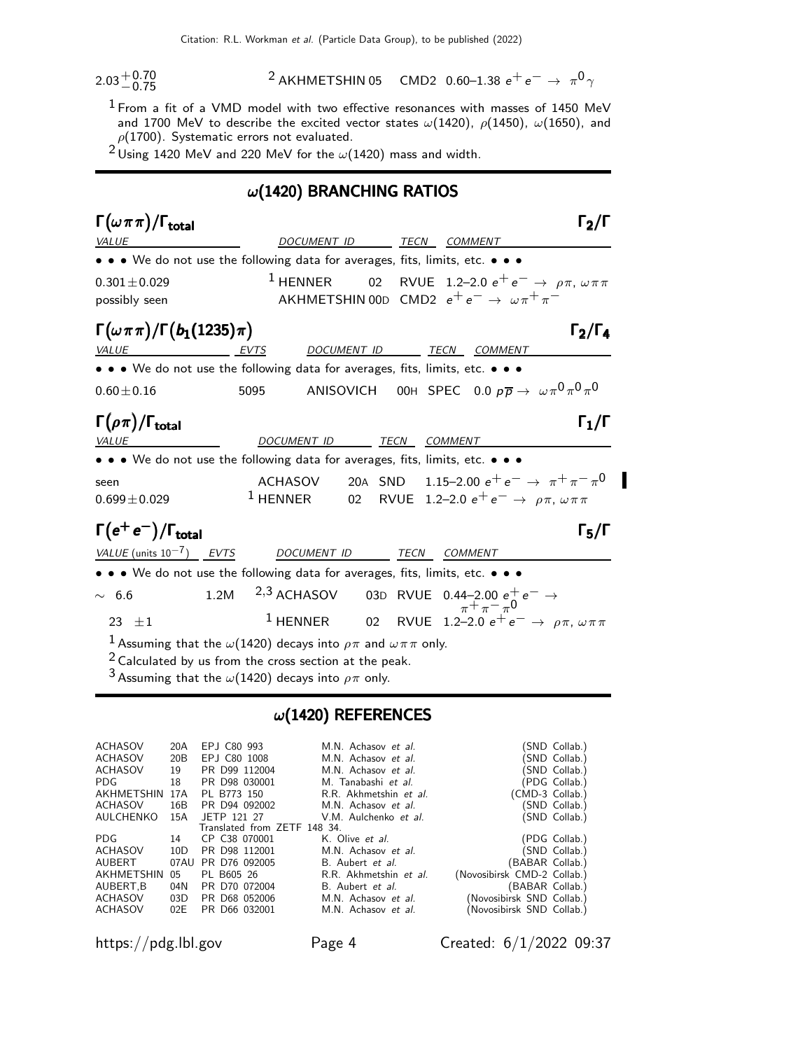| | | | |
|---|---|---|---|
| $2.03^{+0.70}_{-0.75}$ | [2] AKHMETSHIN 05 | CMD2 | 0.60–1.38 $e^+e^- \rightarrow \pi^0\gamma$ |

[1] From a fit of a VMD model with two effective resonances with masses of 1450 MeV and 1700 MeV to describe the excited vector states $\omega(1420)$, $\rho(1450)$, $\omega(1650)$, and $\rho(1700)$. Systematic errors not evaluated.

[2] Using 1420 MeV and 220 MeV for the $\omega(1420)$ mass and width.

## $\omega(1420)$ BRANCHING RATIOS

### $\Gamma(\omega\pi\pi)/\Gamma_{\text{total}}$ — $\Gamma_2/\Gamma$

| VALUE | DOCUMENT ID | | TECN | COMMENT |
|---|---|---|---|---|
| • • • We do not use the following data for averages, fits, limits, etc. • • • | | | | |
| $0.301\pm0.029$ | [1] HENNER | 02 | RVUE | 1.2–2.0 $e^+e^- \rightarrow \rho\pi$, $\omega\pi\pi$ |
| possibly seen | AKHMETSHIN | 00D | CMD2 | $e^+e^- \rightarrow \omega\pi^+\pi^-$ |

### $\Gamma(\omega\pi\pi)/\Gamma(b_1(1235)\pi)$ — $\Gamma_2/\Gamma_4$

| VALUE | EVTS | DOCUMENT ID | | TECN | COMMENT |
|---|---|---|---|---|---|
| • • • We do not use the following data for averages, fits, limits, etc. • • • | | | | | |
| $0.60\pm0.16$ | 5095 | ANISOVICH | 00H | SPEC | 0.0 $p\overline{p} \rightarrow \omega\pi^0\pi^0\pi^0$ |

### $\Gamma(\rho\pi)/\Gamma_{\text{total}}$ — $\Gamma_1/\Gamma$

| VALUE | DOCUMENT ID | | TECN | COMMENT |
|---|---|---|---|---|
| • • • We do not use the following data for averages, fits, limits, etc. • • • | | | | |
| seen | ACHASOV | 20A | SND | 1.15–2.00 $e^+e^- \rightarrow \pi^+\pi^-\pi^0$ |
| $0.699\pm0.029$ | [1] HENNER | 02 | RVUE | 1.2–2.0 $e^+e^- \rightarrow \rho\pi$, $\omega\pi\pi$ |

### $\Gamma(e^+e^-)/\Gamma_{\text{total}}$ — $\Gamma_5/\Gamma$

| VALUE (units $10^{-7}$) | EVTS | DOCUMENT ID | | TECN | COMMENT |
|---|---|---|---|---|---|
| • • • We do not use the following data for averages, fits, limits, etc. • • • | | | | | |
| $\sim$ 6.6 | 1.2M | [2,3] ACHASOV | 03D | RVUE | 0.44–2.00 $e^+e^- \rightarrow \pi^+\pi^-\pi^0$ |
| $23 \pm1$ | | [1] HENNER | 02 | RVUE | 1.2–2.0 $e^+e^- \rightarrow \rho\pi$, $\omega\pi\pi$ |

[1] Assuming that the $\omega(1420)$ decays into $\rho\pi$ and $\omega\pi\pi$ only.

[2] Calculated by us from the cross section at the peak.

[3] Assuming that the $\omega(1420)$ decays into $\rho\pi$ only.

## $\omega(1420)$ REFERENCES

| | | | | |
|---|---|---|---|---|
| ACHASOV | 20A | EPJ C80 993 | M.N. Achasov *et al.* | (SND Collab.) |
| ACHASOV | 20B | EPJ C80 1008 | M.N. Achasov *et al.* | (SND Collab.) |
| ACHASOV | 19 | PR D99 112004 | M.N. Achasov *et al.* | (SND Collab.) |
| PDG | 18 | PR D98 030001 | M. Tanabashi *et al.* | (PDG Collab.) |
| AKHMETSHIN | 17A | PL B773 150 | R.R. Akhmetshin *et al.* | (CMD-3 Collab.) |
| ACHASOV | 16B | PR D94 092002 | M.N. Achasov *et al.* | (SND Collab.) |
| AULCHENKO | 15A | JETP 121 27 | V.M. Aulchenko *et al.* | (SND Collab.) |
| | | Translated from ZETF 148 34. | | |
| PDG | 14 | CP C38 070001 | K. Olive *et al.* | (PDG Collab.) |
| ACHASOV | 10D | PR D98 112001 | M.N. Achasov *et al.* | (SND Collab.) |
| AUBERT | 07AU | PR D76 092005 | B. Aubert *et al.* | (BABAR Collab.) |
| AKHMETSHIN | 05 | PL B605 26 | R.R. Akhmetshin *et al.* | (Novosibirsk CMD-2 Collab.) |
| AUBERT,B | 04N | PR D70 072004 | B. Aubert *et al.* | (BABAR Collab.) |
| ACHASOV | 03D | PR D68 052006 | M.N. Achasov *et al.* | (Novosibirsk SND Collab.) |
| ACHASOV | 02E | PR D66 032001 | M.N. Achasov *et al.* | (Novosibirsk SND Collab.) |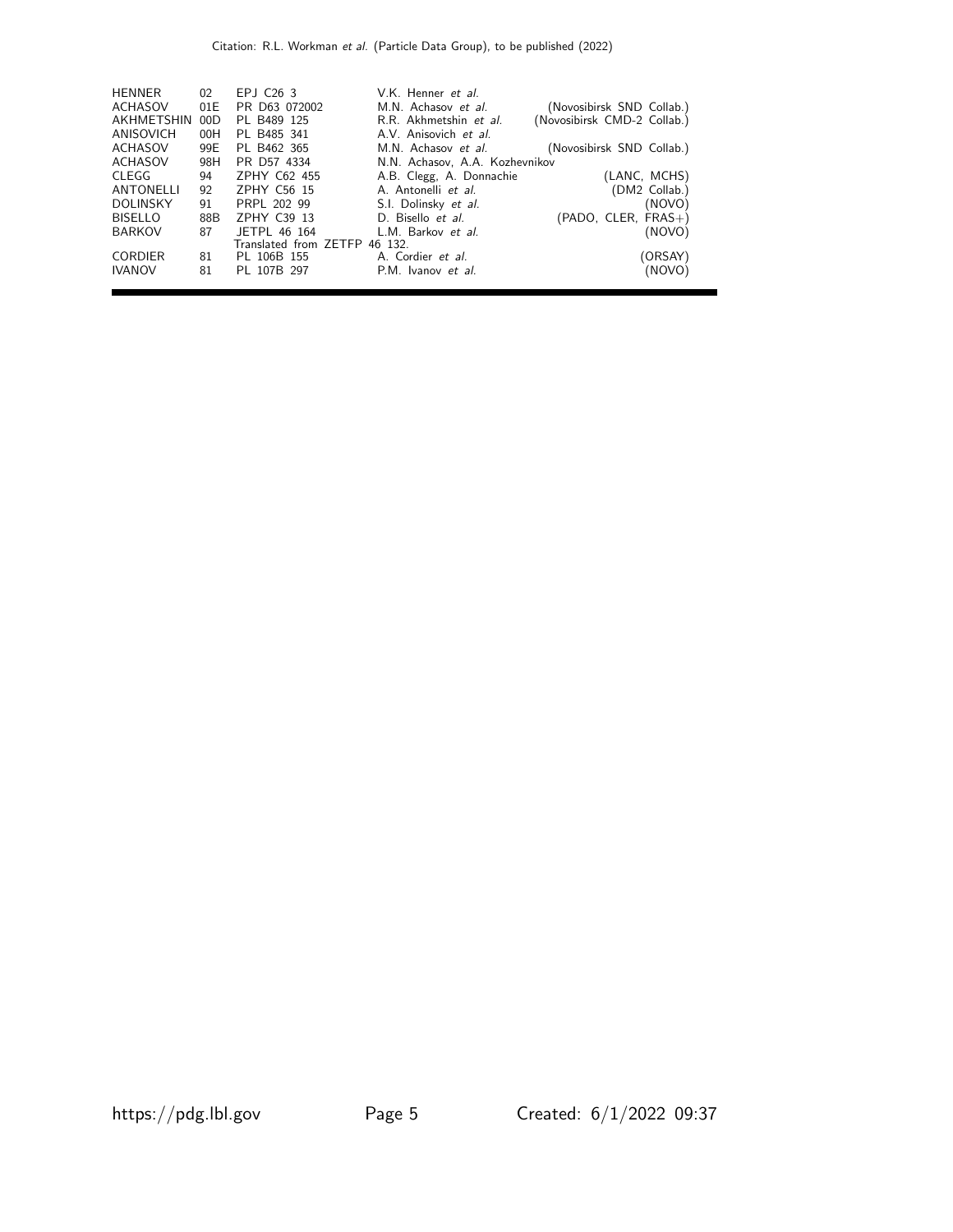| | | | | |
|---|---|---|---|---|
| HENNER | 02 | EPJ C26 3 | V.K. Henner *et al.* | |
| ACHASOV | 01E | PR D63 072002 | M.N. Achasov *et al.* | (Novosibirsk SND Collab.) |
| AKHMETSHIN | 00D | PL B489 125 | R.R. Akhmetshin *et al.* | (Novosibirsk CMD-2 Collab.) |
| ANISOVICH | 00H | PL B485 341 | A.V. Anisovich *et al.* | |
| ACHASOV | 99E | PL B462 365 | M.N. Achasov *et al.* | (Novosibirsk SND Collab.) |
| ACHASOV | 98H | PR D57 4334 | N.N. Achasov, A.A. Kozhevnikov | |
| CLEGG | 94 | ZPHY C62 455 | A.B. Clegg, A. Donnachie | (LANC, MCHS) |
| ANTONELLI | 92 | ZPHY C56 15 | A. Antonelli *et al.* | (DM2 Collab.) |
| DOLINSKY | 91 | PRPL 202 99 | S.I. Dolinsky *et al.* | (NOVO) |
| BISELLO | 88B | ZPHY C39 13 | D. Bisello *et al.* | (PADO, CLER, FRAS+) |
| BARKOV | 87 | JETPL 46 164 | L.M. Barkov *et al.* | (NOVO) |
| | | Translated from ZETFP 46 132. | | |
| CORDIER | 81 | PL 106B 155 | A. Cordier *et al.* | (ORSAY) |
| IVANOV | 81 | PL 107B 297 | P.M. Ivanov *et al.* | (NOVO) |